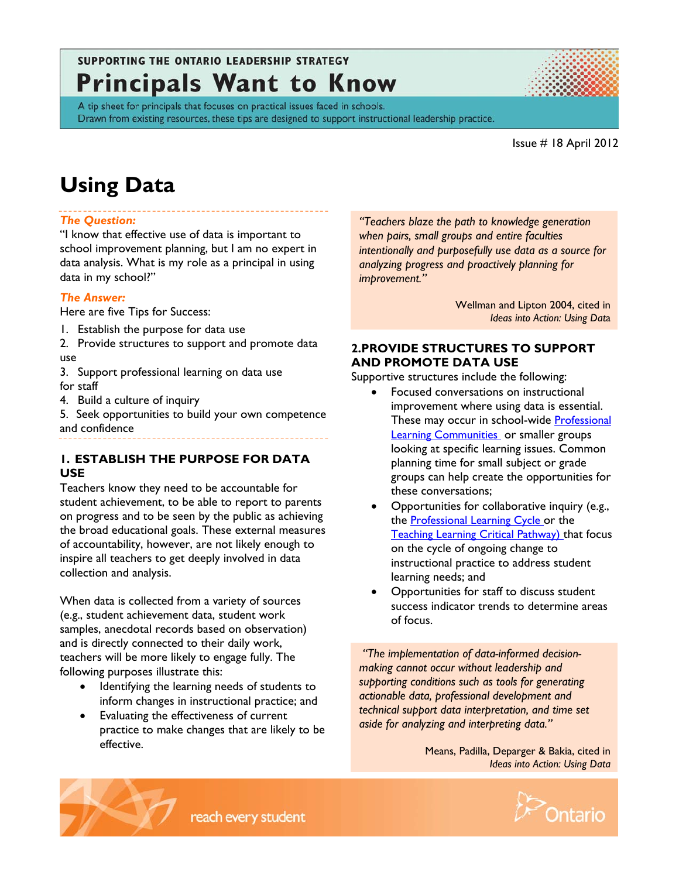SUPPORTING THE ONTARIO LEADERSHIP STRATEGY

# Principals Want to Know

A tip sheet for principals that focuses on practical issues faced in schools.
Drawn from existing resources, these tips are designed to support instructional leadership practice.

Issue # 18 April 2012

# Using Data

***The Question:***

"I know that effective use of data is important to school improvement planning, but I am no expert in data analysis. What is my role as a principal in using data in my school?"

***The Answer:***

Here are five Tips for Success:

1. Establish the purpose for data use
2. Provide structures to support and promote data use
3. Support professional learning on data use for staff
4. Build a culture of inquiry
5. Seek opportunities to build your own competence and confidence

## 1. ESTABLISH THE PURPOSE FOR DATA USE

Teachers know they need to be accountable for student achievement, to be able to report to parents on progress and to be seen by the public as achieving the broad educational goals. These external measures of accountability, however, are not likely enough to inspire all teachers to get deeply involved in data collection and analysis.

When data is collected from a variety of sources (e.g., student achievement data, student work samples, anecdotal records based on observation) and is directly connected to their daily work, teachers will be more likely to engage fully. The following purposes illustrate this:

- Identifying the learning needs of students to inform changes in instructional practice; and
- Evaluating the effectiveness of current practice to make changes that are likely to be effective.

*"Teachers blaze the path to knowledge generation when pairs, small groups and entire faculties intentionally and purposefully use data as a source for analyzing progress and proactively planning for improvement."*

Wellman and Lipton 2004, cited in *Ideas into Action: Using Data*

## 2. PROVIDE STRUCTURES TO SUPPORT AND PROMOTE DATA USE

Supportive structures include the following:

- Focused conversations on instructional improvement where using data is essential. These may occur in school-wide Professional Learning Communities or smaller groups looking at specific learning issues. Common planning time for small subject or grade groups can help create the opportunities for these conversations;
- Opportunities for collaborative inquiry (e.g., the Professional Learning Cycle or the Teaching Learning Critical Pathway) that focus on the cycle of ongoing change to instructional practice to address student learning needs; and
- Opportunities for staff to discuss student success indicator trends to determine areas of focus.

*"The implementation of data-informed decision-making cannot occur without leadership and supporting conditions such as tools for generating actionable data, professional development and technical support data interpretation, and time set aside for analyzing and interpreting data."*

Means, Padilla, Deparger & Bakia, cited in *Ideas into Action: Using Data*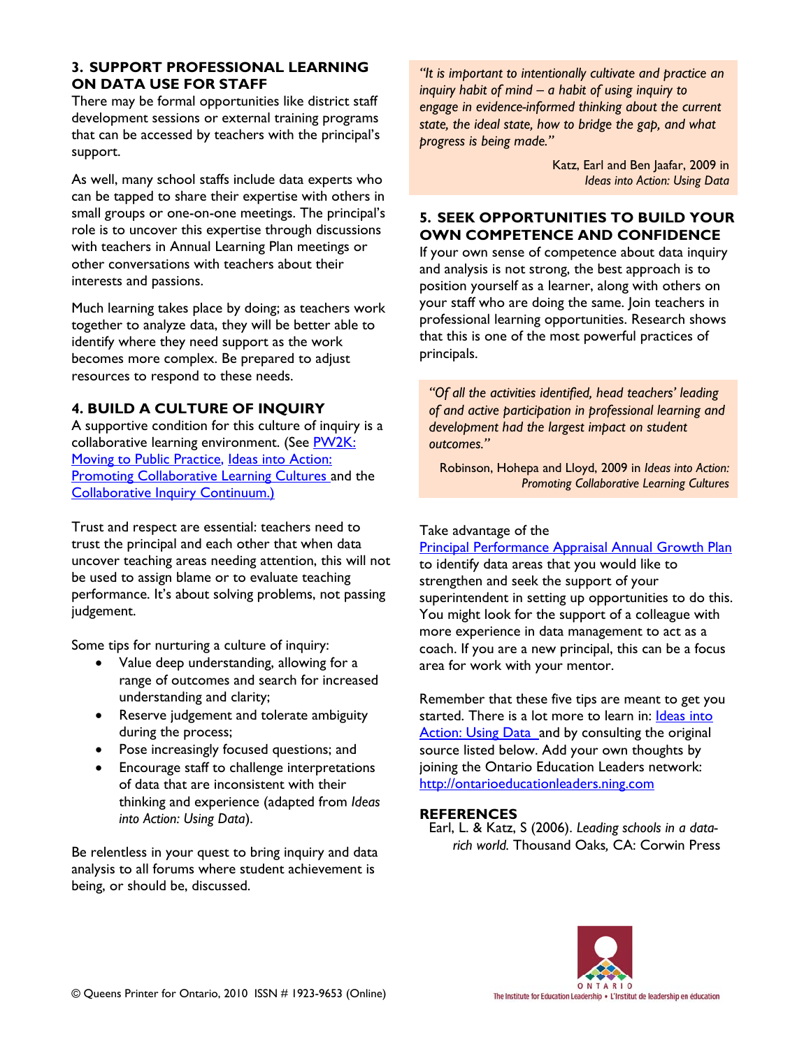## 3. SUPPORT PROFESSIONAL LEARNING ON DATA USE FOR STAFF

There may be formal opportunities like district staff development sessions or external training programs that can be accessed by teachers with the principal's support.

As well, many school staffs include data experts who can be tapped to share their expertise with others in small groups or one-on-one meetings. The principal's role is to uncover this expertise through discussions with teachers in Annual Learning Plan meetings or other conversations with teachers about their interests and passions.

Much learning takes place by doing; as teachers work together to analyze data, they will be better able to identify where they need support as the work becomes more complex. Be prepared to adjust resources to respond to these needs.

## 4. BUILD A CULTURE OF INQUIRY

A supportive condition for this culture of inquiry is a collaborative learning environment. (See PW2K: Moving to Public Practice, Ideas into Action: Promoting Collaborative Learning Cultures and the Collaborative Inquiry Continuum.)

Trust and respect are essential: teachers need to trust the principal and each other that when data uncover teaching areas needing attention, this will not be used to assign blame or to evaluate teaching performance. It's about solving problems, not passing judgement.

Some tips for nurturing a culture of inquiry:

- Value deep understanding, allowing for a range of outcomes and search for increased understanding and clarity;
- Reserve judgement and tolerate ambiguity during the process;
- Pose increasingly focused questions; and
- Encourage staff to challenge interpretations of data that are inconsistent with their thinking and experience (adapted from *Ideas into Action: Using Data*).

Be relentless in your quest to bring inquiry and data analysis to all forums where student achievement is being, or should be, discussed.

> *"It is important to intentionally cultivate and practice an inquiry habit of mind – a habit of using inquiry to engage in evidence-informed thinking about the current state, the ideal state, how to bridge the gap, and what progress is being made."*
>
> Katz, Earl and Ben Jaafar, 2009 in *Ideas into Action: Using Data*

## 5. SEEK OPPORTUNITIES TO BUILD YOUR OWN COMPETENCE AND CONFIDENCE

If your own sense of competence about data inquiry and analysis is not strong, the best approach is to position yourself as a learner, along with others on your staff who are doing the same. Join teachers in professional learning opportunities. Research shows that this is one of the most powerful practices of principals.

> *"Of all the activities identified, head teachers' leading of and active participation in professional learning and development had the largest impact on student outcomes."*
>
> Robinson, Hohepa and Lloyd, 2009 in *Ideas into Action: Promoting Collaborative Learning Cultures*

Take advantage of the Principal Performance Appraisal Annual Growth Plan to identify data areas that you would like to strengthen and seek the support of your superintendent in setting up opportunities to do this. You might look for the support of a colleague with more experience in data management to act as a coach. If you are a new principal, this can be a focus area for work with your mentor.

Remember that these five tips are meant to get you started. There is a lot more to learn in: Ideas into Action: Using Data and by consulting the original source listed below. Add your own thoughts by joining the Ontario Education Leaders network: http://ontarioeducationleaders.ning.com

## REFERENCES

Earl, L. & Katz, S (2006). *Leading schools in a data-rich world.* Thousand Oaks, CA: Corwin Press

© Queens Printer for Ontario, 2010 ISSN # 1923-9653 (Online)

ONTARIO
The Institute for Education Leadership • L'Institut de leadership en éducation